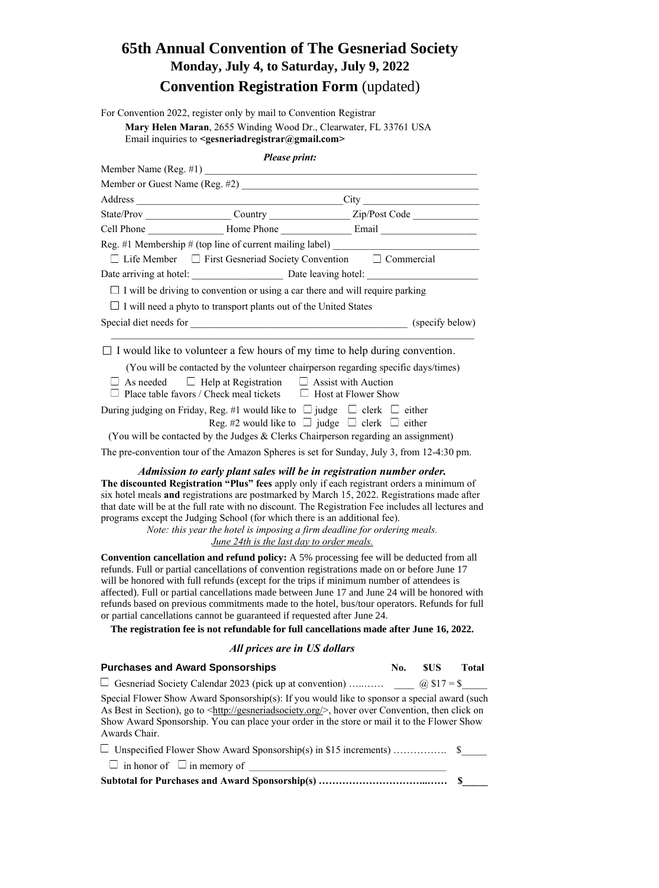# 65th Annual Convention of The Gesneriad Society

## Monday, July 4, to Saturday, July 9, 2022

## Convention Registration Form (updated)

For Convention 2022, register only by mail to Convention Registrar

**Mary Helen Maran**, 2655 Winding Wood Dr., Clearwater, FL 33761 USA
Email inquiries to **<gesneriadregistrar@gmail.com>**

***Please print:***

Member Name (Reg. #1) ______________________________________________

Member or Guest Name (Reg. #2) ______________________________________

Address ____________________________________ City ____________________

State/Prov ________________ Country ______________ Zip/Post Code ___________

Cell Phone ______________ Home Phone _____________ Email _________________

Reg. #1 Membership # (top line of current mailing label) _________________________

☐ Life Member ☐ First Gesneriad Society Convention ☐ Commercial

Date arriving at hotel: _________________ Date leaving hotel: ____________________

☐ I will be driving to convention or using a car there and will require parking

☐ I will need a phyto to transport plants out of the United States

Special diet needs for ______________________________________ (specify below)

______________________________________________________________________

☐ I would like to volunteer a few hours of my time to help during convention.

(You will be contacted by the volunteer chairperson regarding specific days/times)

☐ As needed ☐ Help at Registration ☐ Assist with Auction
☐ Place table favors / Check meal tickets ☐ Host at Flower Show

During judging on Friday, Reg. #1 would like to ☐ judge ☐ clerk ☐ either
Reg. #2 would like to ☐ judge ☐ clerk ☐ either

(You will be contacted by the Judges & Clerks Chairperson regarding an assignment)

The pre-convention tour of the Amazon Spheres is set for Sunday, July 3, from 12-4:30 pm.

***Admission to early plant sales will be in registration number order.***

**The discounted Registration "Plus" fees** apply only if each registrant orders a minimum of six hotel meals **and** registrations are postmarked by March 15, 2022. Registrations made after that date will be at the full rate with no discount. The Registration Fee includes all lectures and programs except the Judging School (for which there is an additional fee).

*Note: this year the hotel is imposing a firm deadline for ordering meals.*
*June 24th is the last day to order meals.*

**Convention cancellation and refund policy:** A 5% processing fee will be deducted from all refunds. Full or partial cancellations of convention registrations made on or before June 17 will be honored with full refunds (except for the trips if minimum number of attendees is affected). Full or partial cancellations made between June 17 and June 24 will be honored with refunds based on previous commitments made to the hotel, bus/tour operators. Refunds for full or partial cancellations cannot be guaranteed if requested after June 24.

**The registration fee is not refundable for full cancellations made after June 16, 2022.**

***All prices are in US dollars***

| Purchases and Award Sponsorships | No. | $US | Total |
|---|---|---|---|
| ☐ Gesneriad Society Calendar 2023 (pick up at convention) …..…… | ____ | @ $17 = | $_____ |

Special Flower Show Award Sponsorship(s): If you would like to sponsor a special award (such As Best in Section), go to <http://gesneriadsociety.org/>, hover over Convention, then click on Show Award Sponsorship. You can place your order in the store or mail it to the Flower Show Awards Chair.

☐ Unspecified Flower Show Award Sponsorship(s) in $15 increments) ……………. $_____

☐ in honor of ☐ in memory of ____________________________________

**Subtotal for Purchases and Award Sponsorship(s) ……………………………..…… $_____**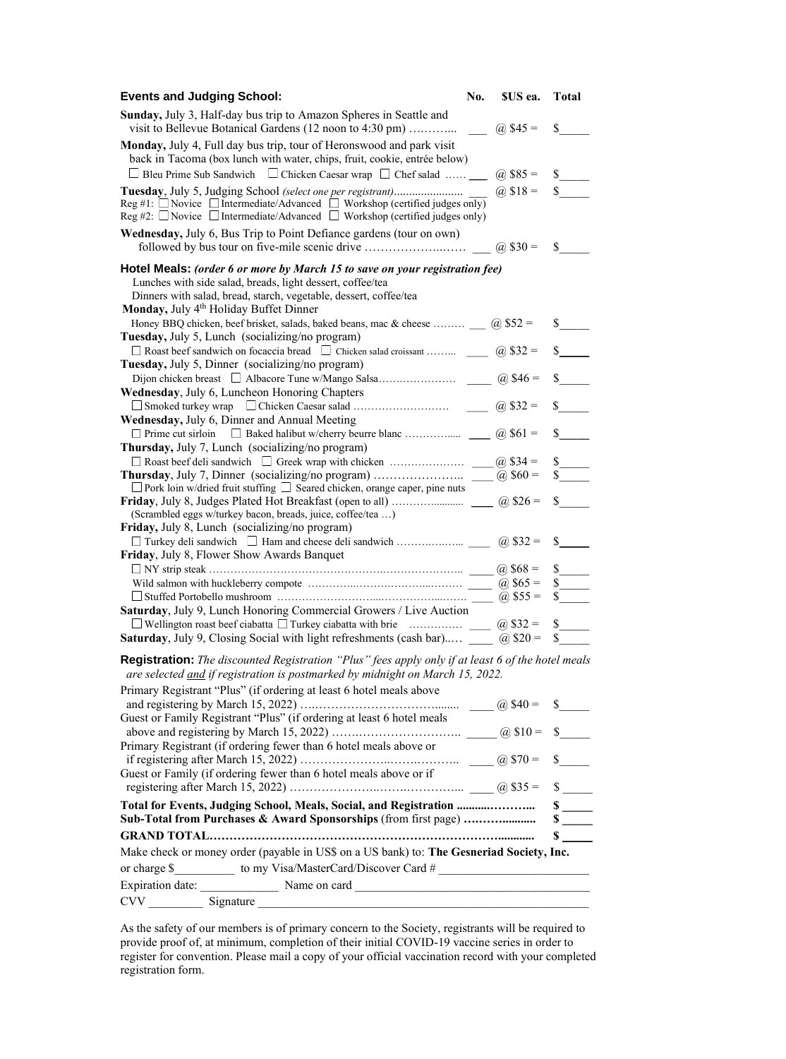## Events and Judging School:

| | No. | $US ea. | Total |
|---|---|---|---|
| **Sunday,** July 3, Half-day bus trip to Amazon Spheres in Seattle and visit to Bellevue Botanical Gardens (12 noon to 4:30 pm) ………... | ___ | @ $45 = | $_____ |
| **Monday,** July 4, Full day bus trip, tour of Heronswood and park visit back in Tacoma (box lunch with water, chips, fruit, cookie, entrée below) ☐ Bleu Prime Sub Sandwich ☐ Chicken Caesar wrap ☐ Chef salad …… | ___ | @ $85 = | $_____ |
| **Tuesday**, July 5, Judging School *(select one per registrant)*....................... Reg #1: ☐ Novice ☐ Intermediate/Advanced ☐ Workshop (certified judges only) Reg #2: ☐ Novice ☐ Intermediate/Advanced ☐ Workshop (certified judges only) | ___ | @ $18 = | $_____ |
| **Wednesday,** July 6, Bus Trip to Point Defiance gardens (tour on own) followed by bus tour on five-mile scenic drive ………………..…… | ___ | @ $30 = | $_____ |

## Hotel Meals: *(order 6 or more by March 15 to save on your registration fee)*

Lunches with side salad, breads, light dessert, coffee/tea
Dinners with salad, bread, starch, vegetable, dessert, coffee/tea

| | No. | $US ea. | Total |
|---|---|---|---|
| **Monday,** July 4th Holiday Buffet Dinner — Honey BBQ chicken, beef brisket, salads, baked beans, mac & cheese ……… | ___ | @ $52 = | $_____ |
| **Tuesday,** July 5, Lunch (socializing/no program) — ☐ Roast beef sandwich on focaccia bread ☐ Chicken salad croissant ……... | ____ | @ $32 = | $_____ |
| **Tuesday,** July 5, Dinner (socializing/no program) — Dijon chicken breast ☐ Albacore Tune w/Mango Salsa…….…………… | ____ | @ $46 = | $_____ |
| **Wednesday**, July 6, Luncheon Honoring Chapters — ☐ Smoked turkey wrap ☐ Chicken Caesar salad ……………………… | ____ | @ $32 = | $_____ |
| **Wednesday,** July 6, Dinner and Annual Meeting — ☐ Prime cut sirloin ☐ Baked halibut w/cherry beurre blanc …………..... | ____ | @ $61 = | $_____ |
| **Thursday,** July 7, Lunch (socializing/no program) — ☐ Roast beef deli sandwich ☐ Greek wrap with chicken ………………… | ____ | @ $34 = | $_____ |
| **Thursday**, July 7, Dinner (socializing/no program) ………………….. ☐ Pork loin w/dried fruit stuffing ☐ Seared chicken, orange caper, pine nuts | ____ | @ $60 = | $_____ |
| **Friday**, July 8, Judges Plated Hot Breakfast (open to all) ……….......... (Scrambled eggs w/turkey bacon, breads, juice, coffee/tea …) | ____ | @ $26 = | $_____ |
| **Friday,** July 8, Lunch (socializing/no program) — ☐ Turkey deli sandwich ☐ Ham and cheese deli sandwich ……….…….... | ____ | @ $32 = | $_____ |
| **Friday**, July 8, Flower Show Awards Banquet — ☐ NY strip steak ……………………………………………………………... | ____ | @ $68 = | $_____ |
| Wild salmon with huckleberry compote ………….……………..……… | ____ | @ $65 = | $_____ |
| ☐ Stuffed Portobello mushroom ……………………..……………..…… | ____ | @ $55 = | $_____ |
| **Saturday**, July 9, Lunch Honoring Commercial Growers / Live Auction — ☐ Wellington roast beef ciabatta ☐ Turkey ciabatta with brie …………… | ___ | @ $32 = | $_____ |
| **Saturday**, July 9, Closing Social with light refreshments (cash bar)..… | ____ | @ $20 = | $_____ |

## Registration: *The discounted Registration "Plus" fees apply only if at least 6 of the hotel meals are selected and if registration is postmarked by midnight on March 15, 2022.*

| | No. | $US ea. | Total |
|---|---|---|---|
| Primary Registrant "Plus" (if ordering at least 6 hotel meals above and registering by March 15, 2022) ….…………………………....... | ____ | @ $40 = | $_____ |
| Guest or Family Registrant "Plus" (if ordering at least 6 hotel meals above and registering by March 15, 2022) …….………………….. | _____ | @ $10 = | $_____ |
| Primary Registrant (if ordering fewer than 6 hotel meals above or if registering after March 15, 2022) …………………..…….……….. | ____ | @ $70 = | $_____ |
| Guest or Family (if ordering fewer than 6 hotel meals above or if registering after March 15, 2022) …………………..…….…………... | ____ | @ $35 = | $_____ |

**Total for Events, Judging School, Meals, Social, and Registration ..........………..** $_____
**Sub-Total from Purchases & Award Sponsorships** (from first page) **……….........** $_____
**GRAND TOTAL……………………………………………………………............** $_____

Make check or money order (payable in US$ on a US bank) to: **The Gesneriad Society, Inc.**

or charge $__________ to my Visa/MasterCard/Discover Card # ________________________

Expiration date: _____________ Name on card ______________________________________

CVV _________ Signature ___________________________________________________

As the safety of our members is of primary concern to the Society, registrants will be required to provide proof of, at minimum, completion of their initial COVID-19 vaccine series in order to register for convention. Please mail a copy of your official vaccination record with your completed registration form.